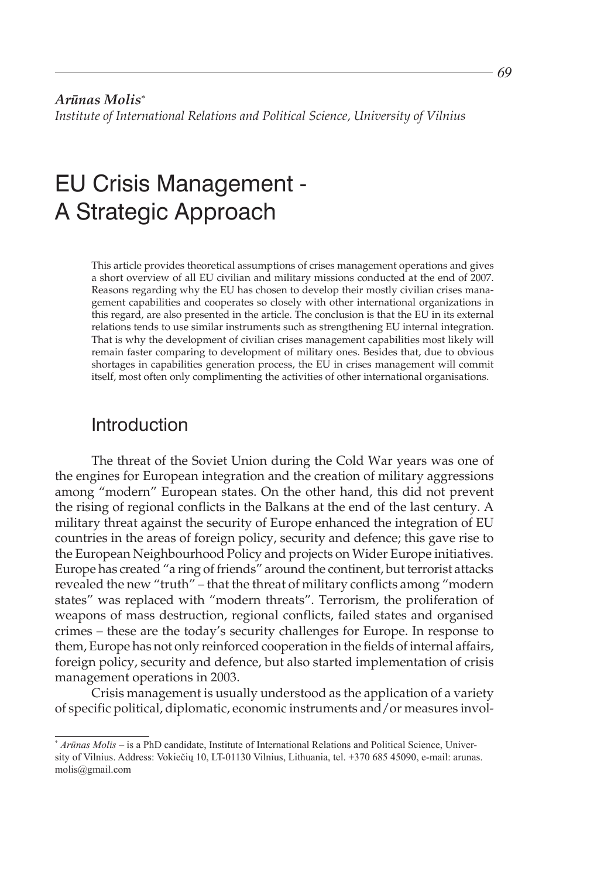*Arūnas Molis*[*]
*Institute of International Relations and Political Science, University of Vilnius*

# EU Crisis Management - A Strategic Approach

This article provides theoretical assumptions of crises management operations and gives a short overview of all EU civilian and military missions conducted at the end of 2007. Reasons regarding why the EU has chosen to develop their mostly civilian crises management capabilities and cooperates so closely with other international organizations in this regard, are also presented in the article. The conclusion is that the EU in its external relations tends to use similar instruments such as strengthening EU internal integration. That is why the development of civilian crises management capabilities most likely will remain faster comparing to development of military ones. Besides that, due to obvious shortages in capabilities generation process, the EU in crises management will commit itself, most often only complimenting the activities of other international organisations.

## Introduction

The threat of the Soviet Union during the Cold War years was one of the engines for European integration and the creation of military aggressions among "modern" European states. On the other hand, this did not prevent the rising of regional conflicts in the Balkans at the end of the last century. A military threat against the security of Europe enhanced the integration of EU countries in the areas of foreign policy, security and defence; this gave rise to the European Neighbourhood Policy and projects on Wider Europe initiatives. Europe has created "a ring of friends" around the continent, but terrorist attacks revealed the new "truth" – that the threat of military conflicts among "modern states" was replaced with "modern threats". Terrorism, the proliferation of weapons of mass destruction, regional conflicts, failed states and organised crimes – these are the today's security challenges for Europe. In response to them, Europe has not only reinforced cooperation in the fields of internal affairs, foreign policy, security and defence, but also started implementation of crisis management operations in 2003.

Crisis management is usually understood as the application of a variety of specific political, diplomatic, economic instruments and/or measures invol-

[*] *Arūnas Molis* – is a PhD candidate, Institute of International Relations and Political Science, University of Vilnius. Address: Vokiečių 10, LT-01130 Vilnius, Lithuania, tel. +370 685 45090, e-mail: arunas.molis@gmail.com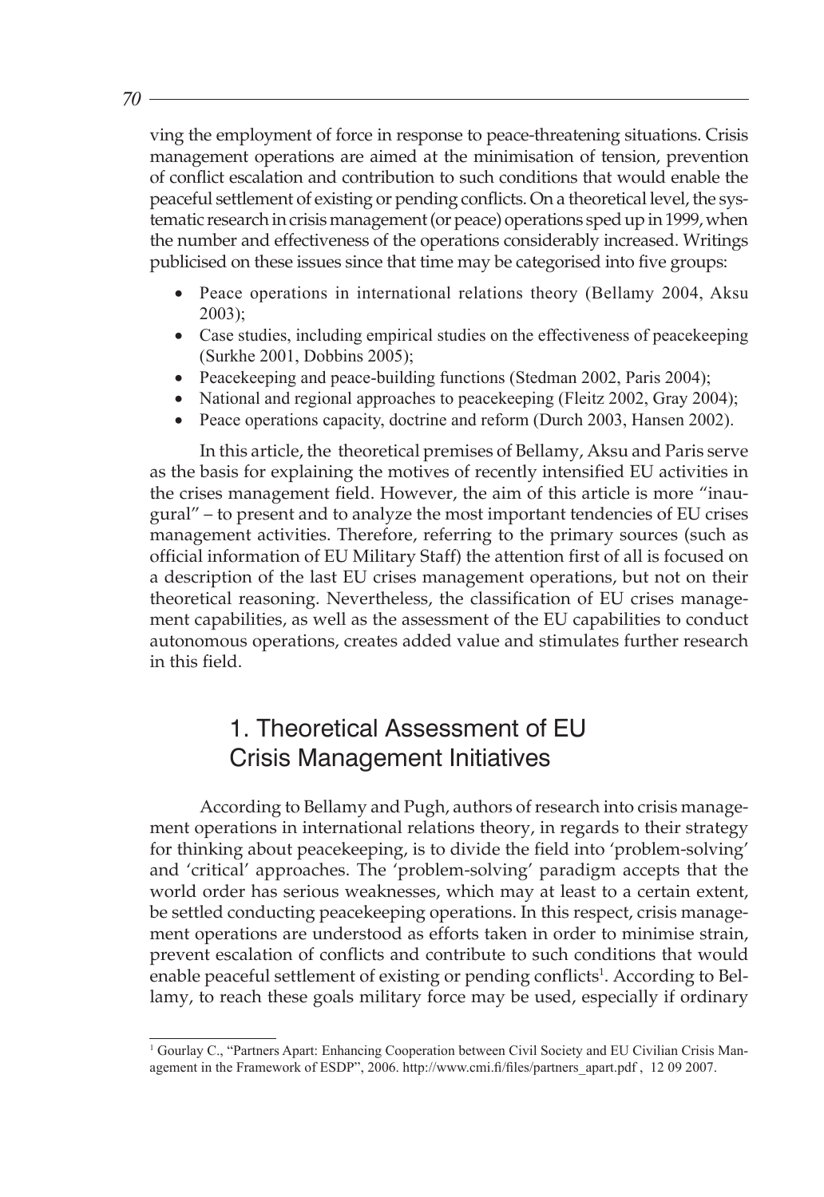ving the employment of force in response to peace-threatening situations. Crisis management operations are aimed at the minimisation of tension, prevention of conflict escalation and contribution to such conditions that would enable the peaceful settlement of existing or pending conflicts. On a theoretical level, the systematic research in crisis management (or peace) operations sped up in 1999, when the number and effectiveness of the operations considerably increased. Writings publicised on these issues since that time may be categorised into five groups:

- Peace operations in international relations theory (Bellamy 2004, Aksu 2003);
- Case studies, including empirical studies on the effectiveness of peacekeeping (Surkhe 2001, Dobbins 2005);
- Peacekeeping and peace-building functions (Stedman 2002, Paris 2004);
- National and regional approaches to peacekeeping (Fleitz 2002, Gray 2004);
- Peace operations capacity, doctrine and reform (Durch 2003, Hansen 2002).

In this article, the theoretical premises of Bellamy, Aksu and Paris serve as the basis for explaining the motives of recently intensified EU activities in the crises management field. However, the aim of this article is more "inaugural" – to present and to analyze the most important tendencies of EU crises management activities. Therefore, referring to the primary sources (such as official information of EU Military Staff) the attention first of all is focused on a description of the last EU crises management operations, but not on their theoretical reasoning. Nevertheless, the classification of EU crises management capabilities, as well as the assessment of the EU capabilities to conduct autonomous operations, creates added value and stimulates further research in this field.

## 1. Theoretical Assessment of EU Crisis Management Initiatives

According to Bellamy and Pugh, authors of research into crisis management operations in international relations theory, in regards to their strategy for thinking about peacekeeping, is to divide the field into 'problem-solving' and 'critical' approaches. The 'problem-solving' paradigm accepts that the world order has serious weaknesses, which may at least to a certain extent, be settled conducting peacekeeping operations. In this respect, crisis management operations are understood as efforts taken in order to minimise strain, prevent escalation of conflicts and contribute to such conditions that would enable peaceful settlement of existing or pending conflicts[1]. According to Bellamy, to reach these goals military force may be used, especially if ordinary

[1] Gourlay C., "Partners Apart: Enhancing Cooperation between Civil Society and EU Civilian Crisis Management in the Framework of ESDP", 2006. http://www.cmi.fi/files/partners_apart.pdf , 12 09 2007.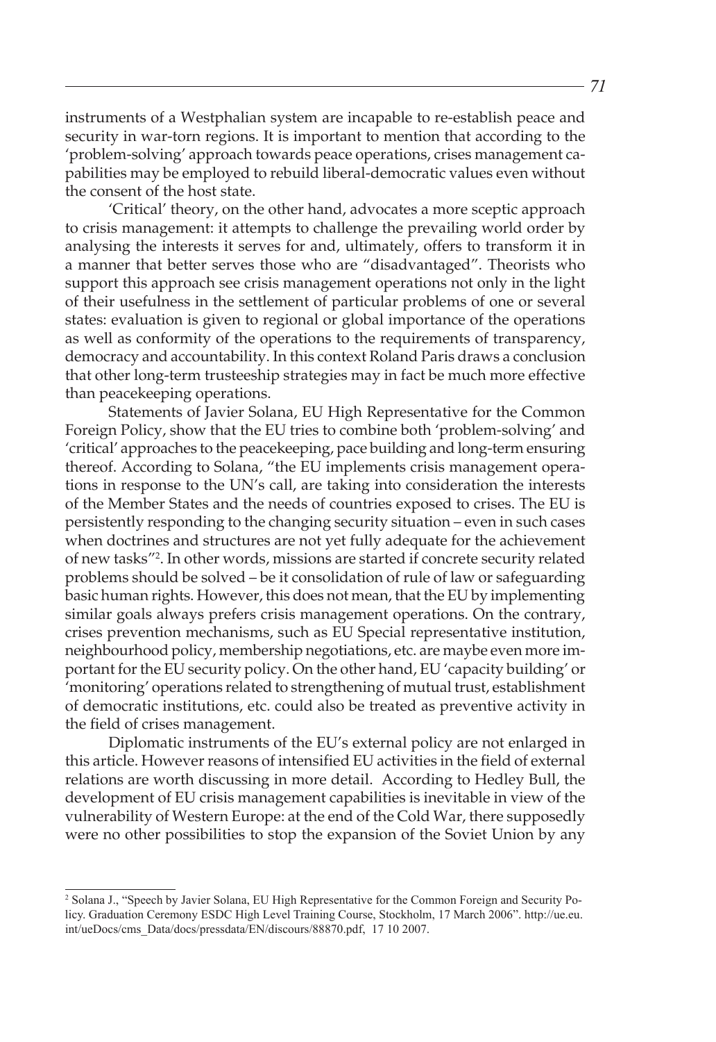instruments of a Westphalian system are incapable to re-establish peace and security in war-torn regions. It is important to mention that according to the 'problem-solving' approach towards peace operations, crises management capabilities may be employed to rebuild liberal-democratic values even without the consent of the host state.

'Critical' theory, on the other hand, advocates a more sceptic approach to crisis management: it attempts to challenge the prevailing world order by analysing the interests it serves for and, ultimately, offers to transform it in a manner that better serves those who are "disadvantaged". Theorists who support this approach see crisis management operations not only in the light of their usefulness in the settlement of particular problems of one or several states: evaluation is given to regional or global importance of the operations as well as conformity of the operations to the requirements of transparency, democracy and accountability. In this context Roland Paris draws a conclusion that other long-term trusteeship strategies may in fact be much more effective than peacekeeping operations.

Statements of Javier Solana, EU High Representative for the Common Foreign Policy, show that the EU tries to combine both 'problem-solving' and 'critical' approaches to the peacekeeping, pace building and long-term ensuring thereof. According to Solana, "the EU implements crisis management operations in response to the UN's call, are taking into consideration the interests of the Member States and the needs of countries exposed to crises. The EU is persistently responding to the changing security situation – even in such cases when doctrines and structures are not yet fully adequate for the achievement of new tasks"[2]. In other words, missions are started if concrete security related problems should be solved – be it consolidation of rule of law or safeguarding basic human rights. However, this does not mean, that the EU by implementing similar goals always prefers crisis management operations. On the contrary, crises prevention mechanisms, such as EU Special representative institution, neighbourhood policy, membership negotiations, etc. are maybe even more important for the EU security policy. On the other hand, EU 'capacity building' or 'monitoring' operations related to strengthening of mutual trust, establishment of democratic institutions, etc. could also be treated as preventive activity in the field of crises management.

Diplomatic instruments of the EU's external policy are not enlarged in this article. However reasons of intensified EU activities in the field of external relations are worth discussing in more detail. According to Hedley Bull, the development of EU crisis management capabilities is inevitable in view of the vulnerability of Western Europe: at the end of the Cold War, there supposedly were no other possibilities to stop the expansion of the Soviet Union by any

[2] Solana J., "Speech by Javier Solana, EU High Representative for the Common Foreign and Security Policy. Graduation Ceremony ESDC High Level Training Course, Stockholm, 17 March 2006". http://ue.eu.int/ueDocs/cms_Data/docs/pressdata/EN/discours/88870.pdf, 17 10 2007.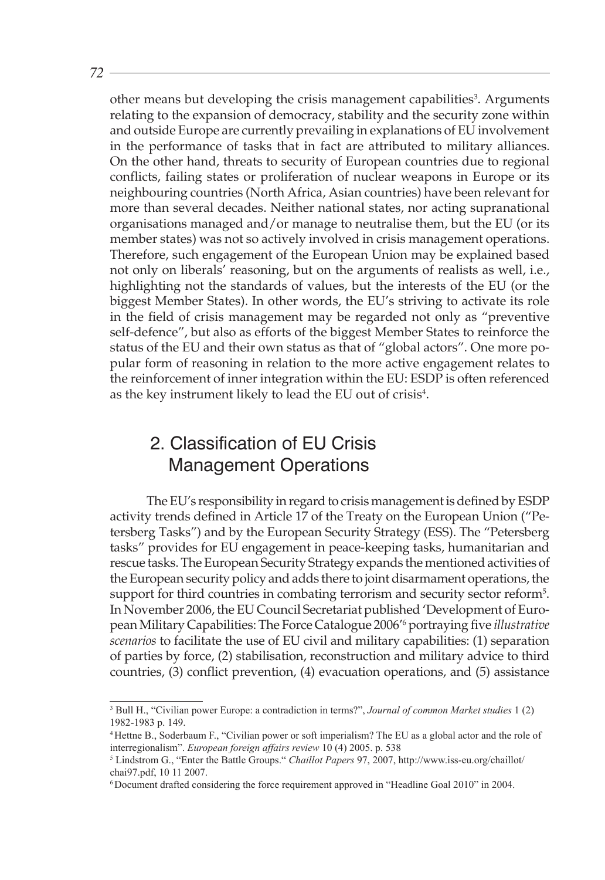other means but developing the crisis management capabilities[3]. Arguments relating to the expansion of democracy, stability and the security zone within and outside Europe are currently prevailing in explanations of EU involvement in the performance of tasks that in fact are attributed to military alliances. On the other hand, threats to security of European countries due to regional conflicts, failing states or proliferation of nuclear weapons in Europe or its neighbouring countries (North Africa, Asian countries) have been relevant for more than several decades. Neither national states, nor acting supranational organisations managed and/or manage to neutralise them, but the EU (or its member states) was not so actively involved in crisis management operations. Therefore, such engagement of the European Union may be explained based not only on liberals' reasoning, but on the arguments of realists as well, i.e., highlighting not the standards of values, but the interests of the EU (or the biggest Member States). In other words, the EU's striving to activate its role in the field of crisis management may be regarded not only as "preventive self-defence", but also as efforts of the biggest Member States to reinforce the status of the EU and their own status as that of "global actors". One more popular form of reasoning in relation to the more active engagement relates to the reinforcement of inner integration within the EU: ESDP is often referenced as the key instrument likely to lead the EU out of crisis[4].

## 2. Classification of EU Crisis Management Operations

The EU's responsibility in regard to crisis management is defined by ESDP activity trends defined in Article 17 of the Treaty on the European Union ("Petersberg Tasks") and by the European Security Strategy (ESS). The "Petersberg tasks" provides for EU engagement in peace-keeping tasks, humanitarian and rescue tasks. The European Security Strategy expands the mentioned activities of the European security policy and adds there to joint disarmament operations, the support for third countries in combating terrorism and security sector reform[5]. In November 2006, the EU Council Secretariat published 'Development of European Military Capabilities: The Force Catalogue 2006'[6] portraying five *illustrative scenarios* to facilitate the use of EU civil and military capabilities: (1) separation of parties by force, (2) stabilisation, reconstruction and military advice to third countries, (3) conflict prevention, (4) evacuation operations, and (5) assistance

---

[3] Bull H., "Civilian power Europe: a contradiction in terms?", *Journal of common Market studies* 1 (2) 1982-1983 p. 149.

[4] Hettne B., Soderbaum F., "Civilian power or soft imperialism? The EU as a global actor and the role of interregionalism". *European foreign affairs review* 10 (4) 2005. p. 538

[5] Lindstrom G., "Enter the Battle Groups." *Chaillot Papers* 97, 2007, http://www.iss-eu.org/chaillot/chai97.pdf, 10 11 2007.

[6] Document drafted considering the force requirement approved in "Headline Goal 2010" in 2004.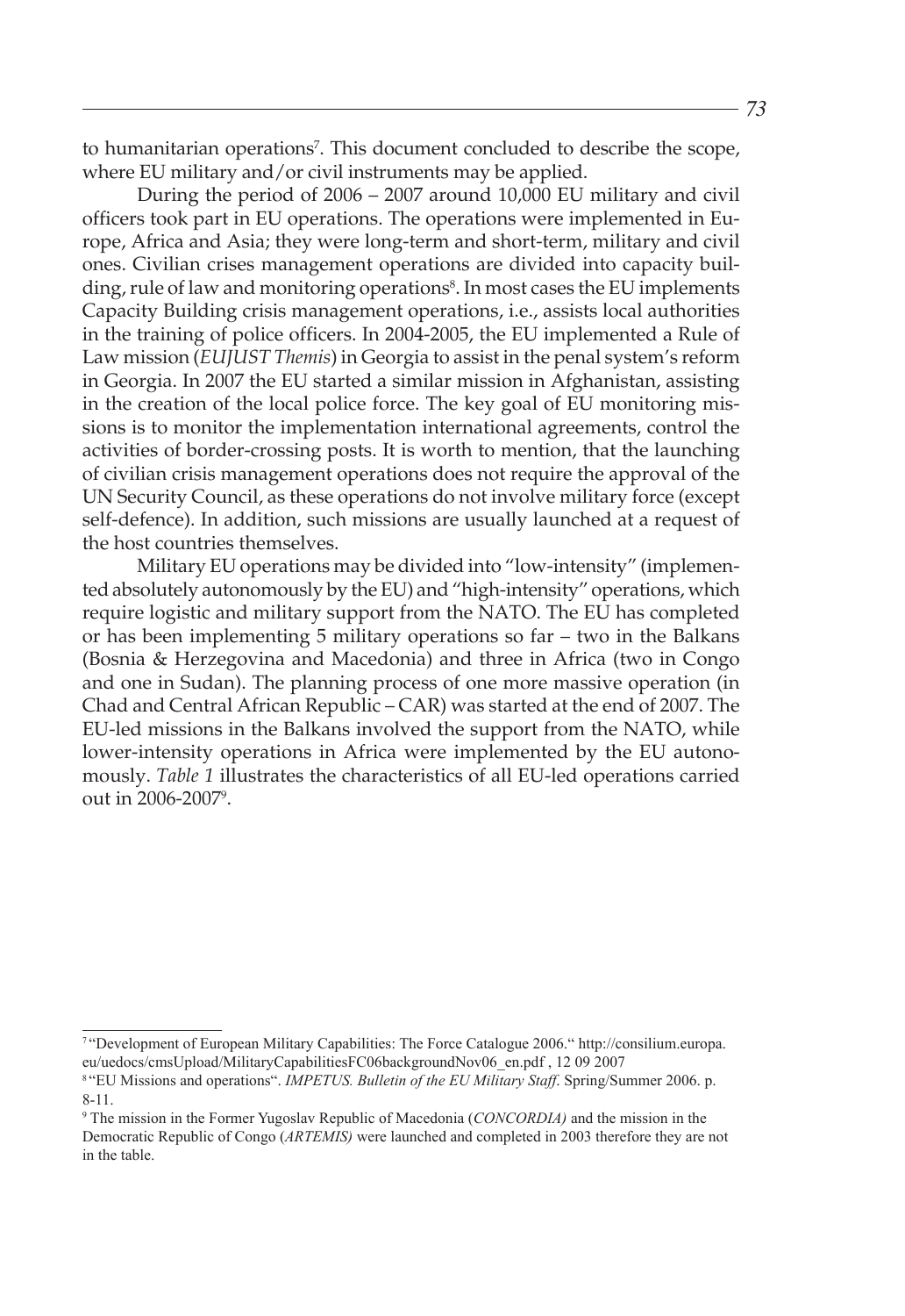to humanitarian operations[7]. This document concluded to describe the scope, where EU military and/or civil instruments may be applied.

During the period of 2006 – 2007 around 10,000 EU military and civil officers took part in EU operations. The operations were implemented in Europe, Africa and Asia; they were long-term and short-term, military and civil ones. Civilian crises management operations are divided into capacity building, rule of law and monitoring operations[8]. In most cases the EU implements Capacity Building crisis management operations, i.e., assists local authorities in the training of police officers. In 2004-2005, the EU implemented a Rule of Law mission (*EUJUST Themis*) in Georgia to assist in the penal system's reform in Georgia. In 2007 the EU started a similar mission in Afghanistan, assisting in the creation of the local police force. The key goal of EU monitoring missions is to monitor the implementation international agreements, control the activities of border-crossing posts. It is worth to mention, that the launching of civilian crisis management operations does not require the approval of the UN Security Council, as these operations do not involve military force (except self-defence). In addition, such missions are usually launched at a request of the host countries themselves.

Military EU operations may be divided into "low-intensity" (implemented absolutely autonomously by the EU) and "high-intensity" operations, which require logistic and military support from the NATO. The EU has completed or has been implementing 5 military operations so far – two in the Balkans (Bosnia & Herzegovina and Macedonia) and three in Africa (two in Congo and one in Sudan). The planning process of one more massive operation (in Chad and Central African Republic – CAR) was started at the end of 2007. The EU-led missions in the Balkans involved the support from the NATO, while lower-intensity operations in Africa were implemented by the EU autonomously. *Table 1* illustrates the characteristics of all EU-led operations carried out in 2006-2007[9].

---

[7] "Development of European Military Capabilities: The Force Catalogue 2006." http://consilium.europa.eu/uedocs/cmsUpload/MilitaryCapabilitiesFC06backgroundNov06_en.pdf , 12 09 2007

[8] "EU Missions and operations". *IMPETUS. Bulletin of the EU Military Staff*. Spring/Summer 2006. p. 8-11.

[9] The mission in the Former Yugoslav Republic of Macedonia (*CONCORDIA)* and the mission in the Democratic Republic of Congo (*ARTEMIS)* were launched and completed in 2003 therefore they are not in the table.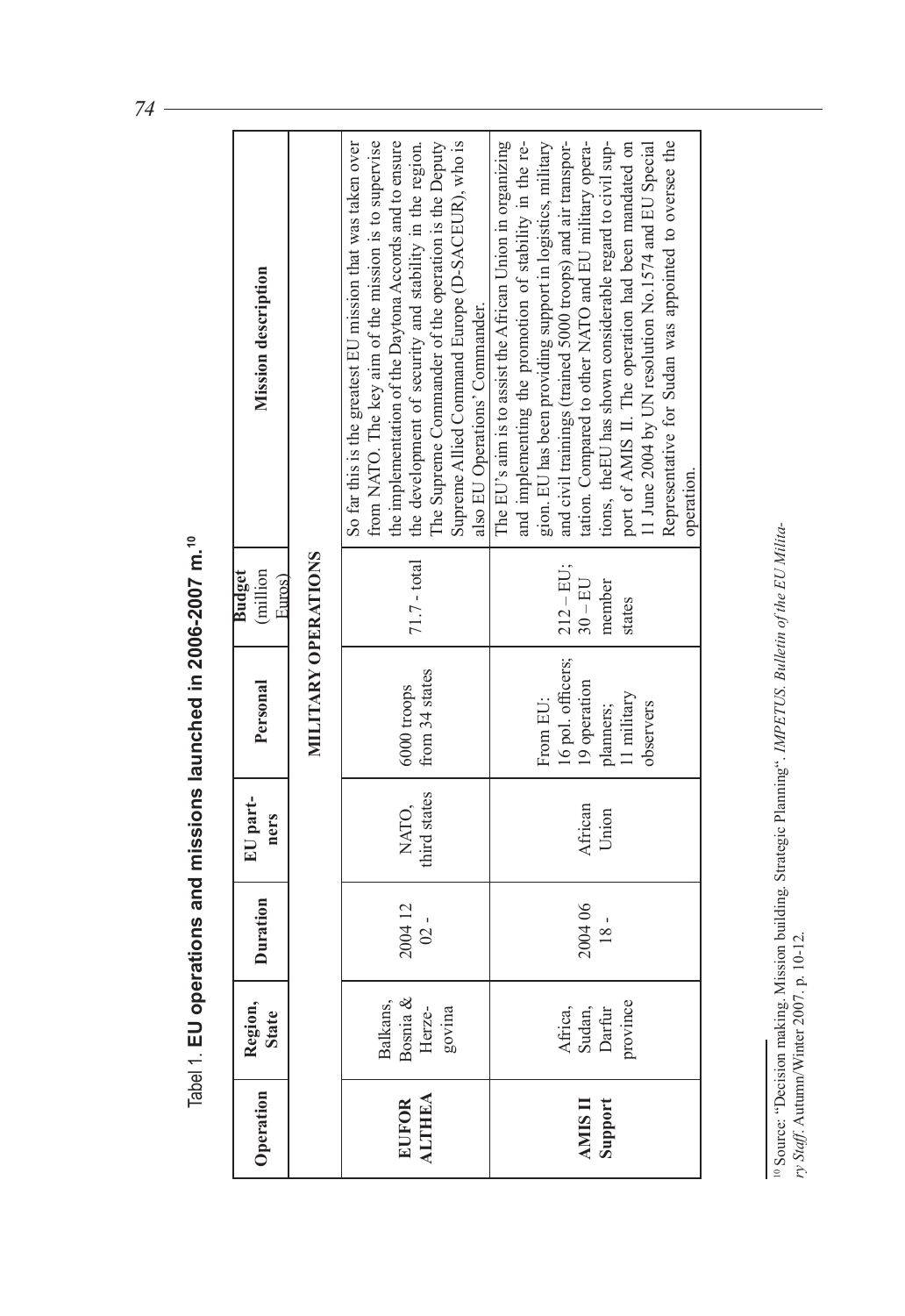Tabel 1. **EU operations and missions launched in 2006-2007 m.**[10]

| Operation | Region, State | Duration | EU partners | Personal | Budget (million Euros) | Mission description |
|---|---|---|---|---|---|---|
| | | | MILITARY OPERATIONS | | | |
| **EUFOR ALTHEA** | Balkans, Bosnia & Herzegovina | 2004 12 02 - | NATO, third states | 6000 troops from 34 states | 71.7 - total | So far this is the greatest EU mission that was taken over from NATO. The key aim of the mission is to supervise the implementation of the Daytona Accords and to ensure the development of security and stability in the region. The Supreme Commander of the operation is the Deputy Supreme Allied Command Europe (D-SACEUR), who is also EU Operations' Commander. |
| **AMIS II Support** | Africa, Sudan, Darfur province | 2004 06 18 - | African Union | From EU: 16 pol. officers; 19 operation planners; 11 military observers | 212 – EU; 30 – EU member states | The EU's aim is to assist the African Union in organizing and implementing the promotion of stability in the region. EU has been providing support in logistics, military and civil trainings (trained 5000 troops) and air transportation. Compared to other NATO and EU military operations, theEU has shown considerable regard to civil support of AMIS II. The operation had been mandated on 11 June 2004 by UN resolution No.1574 and EU Special Representative for Sudan was appointed to oversee the operation. |

[10] Source: "Decision making, Mission building, Strategic Planning". *IMPETUS. Bulletin of the EU Military Staff*. Autumn/Winter 2007. p. 10-12.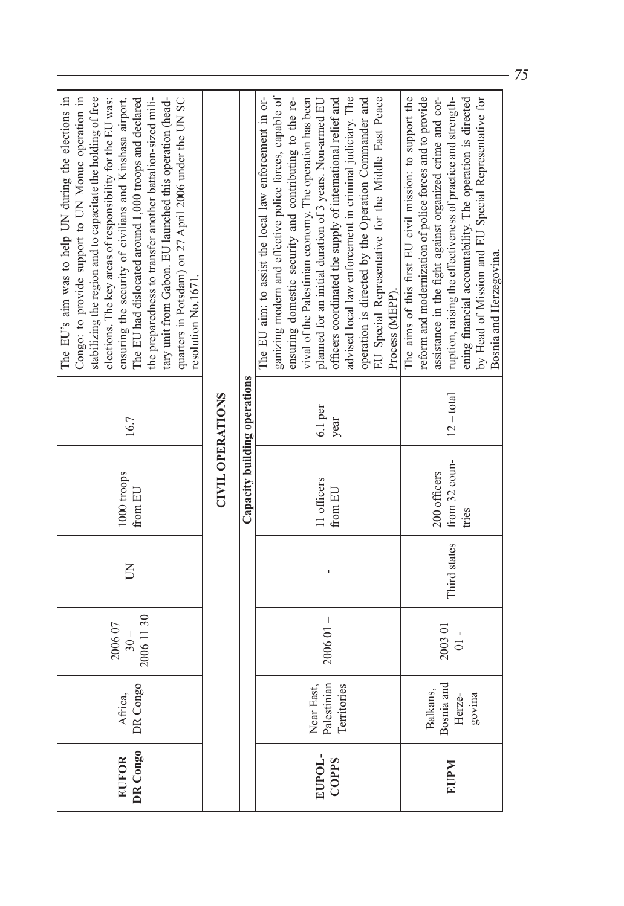| | | | | | | |
|---|---|---|---|---|---|---|
| **EUFOR DR Congo** | Africa, DR Congo | 2006 07 30 – 2006 11 30 | UN | 1000 troops from EU | 16.7 | The EU's aim was to help UN during the elections in Congo: to provide support to UN Monuc operation in stabilizing the region and to capacitate the holding of free elections. The key areas of responsibility for the EU was: ensuring the security of civilians and Kinshasa airport. The EU had dislocated around 1,000 troops and declared the preparedness to transfer another battalion-sized military unit from Gabon. EU launched this operation (headquarters in Potsdam) on 27 April 2006 under the UN SC resolution No.1671. |
| **CIVIL OPERATIONS** | | | | | | |
| **Capacity building operations** | | | | | | |
| **EUPOL-COPPS** | Near East, Palestinian Territories | 2006 01 – | - | 11 officers from EU | 6.1 per year | The EU aim: to assist the local law enforcement in organizing modern and effective police forces, capable of ensuring domestic security and contributing to the revival of the Palestinian economy. The operation has been planned for an initial duration of 3 years. Non-armed EU officers coordinated the supply of international relief and advised local law enforcement in criminal judiciary. The operation is directed by the Operation Commander and EU Special Representative for the Middle East Peace Process (MEPP). |
| **EUPM** | Balkans, Bosnia and Herzegovina | 2003 01 01 - | Third states | 200 officers from 32 countries | 12 – total | The aims of this first EU civil mission: to support the reform and modernization of police forces and to provide assistance in the fight against organized crime and corruption, raising the effectiveness of practice and strengthening financial accountability. The operation is directed by Head of Mission and EU Special Representative for Bosnia and Herzegovina. |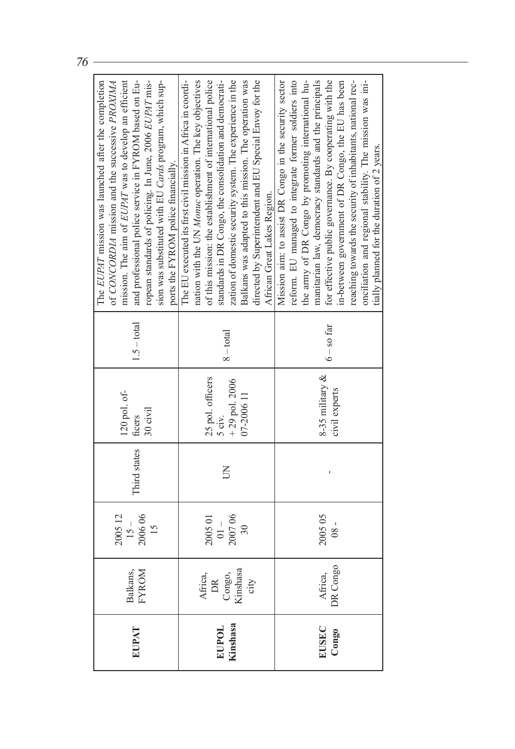| | | | | | | |
|---|---|---|---|---|---|---|
| **EUPAT** | Balkans, FYROM | 2005 12 15 – 2006 06 15 | Third states | 120 pol. officers 30 civil | 1.5 – total | The *EUPAT* mission was launched after the completion of *CONCORDIA* mission and the successive *PROXIMA* mission. The aim of *EUPAT* was to develop an efficient and professional police service in FYROM based on European standards of policing. In June, 2006 *EUPAT* mission was substituted with EU *Cards* program, which supports the FYROM police financially. |
| **EUPOL Kinshasa** | Africa, DR Congo, Kinshasa city | 2005 01 01 – 2007 06 30 | UN | 25 pol. officers 5 civ. + 29 pol. 2006 07-2006 11 | 8 – total | The EU executed its first civil mission in Africa in coordination with the UN *Monuc* operation. The key objectives of this mission: the establishment of international police standards in DR Congo, the consolidation and democratization of domestic security system. The experience in the Balkans was adapted to this mission. The operation was directed by Superintendent and EU Special Envoy for the African Great Lakes Region. |
| **EUSEC Congo** | Africa, DR Congo | 2005 05 08 - | - | 8-35 military & civil experts | 6 – so far | Mission aim: to assist DR Congo in the security sector reform. EU managed to integrate former soldiers into the army of DR Congo by promoting international humanitarian law, democracy standards and the principals for effective public governance. By cooperating with the in-between government of DR Congo, the EU has been reaching towards the security of inhabitants, national reconciliation and regional stability. The mission was initially planned for the duration of 2 years. |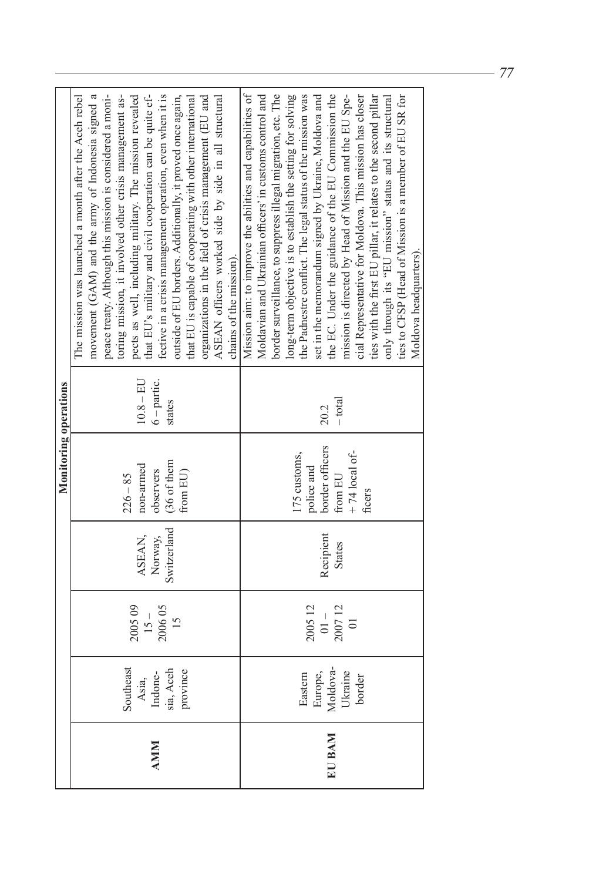| Monitoring operations | | | | | | |
|---|---|---|---|---|---|---|
| **AMM** | Southeast Asia, Indonesia, Aceh province | 2005 09 15 – 2006 05 15 | ASEAN, Norway, Switzerland | 226 – 85 non-armed observers (36 of them from EU) | 10.8 – EU 6 – partic. states | The mission was launched a month after the Aceh rebel movement (GAM) and the army of Indonesia signed a peace treaty. Although this mission is considered a monitoring mission, it involved other crisis management aspects as well, including military. The mission revealed that EU's military and civil cooperation can be quite effective in a crisis management operation, even when it is outside of EU borders. Additionally, it proved once again, that EU is capable of cooperating with other international organizations in the field of crisis management (EU and ASEAN officers worked side by side in all structural chains of the mission). |
| **EU BAM** | Eastern Europe, Moldova-Ukraine border | 2005 12 01 – 2007 12 01 | Recipient States | 175 customs, police and border officers from EU + 74 local officers | 20.2 – total | Mission aim: to improve the abilities and capabilities of Moldavian and Ukrainian officers' in customs control and border surveillance, to suppress illegal migration, etc. The long-term objective is to establish the setting for solving the Padnestre conflict. The legal status of the mission was set in the memorandum signed by Ukraine, Moldova and the EC. Under the guidance of the EU Commission the mission is directed by Head of Mission and the EU Special Representative for Moldova. This mission has closer ties with the first EU pillar, it relates to the second pillar only through its "EU mission" status and its structural ties to CFSP (Head of Mission is a member of EU SR for Moldova headquarters). |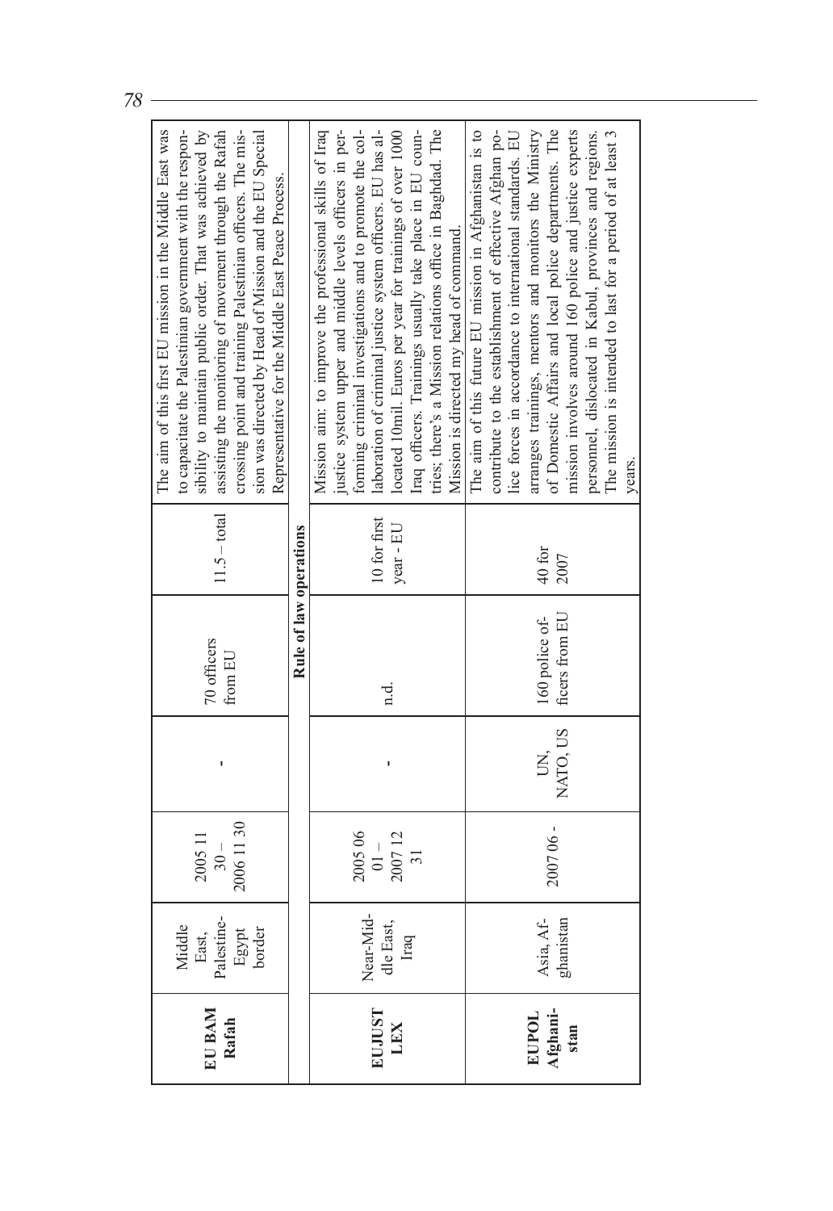| | | | | | | |
|---|---|---|---|---|---|---|
| **EU BAM Rafah** | Middle East, Palestine-Egypt border | 2005 11 30 – 2006 11 30 | - | 70 officers from EU | 11.5 – total | The aim of this first EU mission in the Middle East was to capacitate the Palestinian government with the responsibility to maintain public order. That was achieved by assisting the monitoring of movement through the Rafah crossing point and training Palestinian officers. The mission was directed by Head of Mission and the EU Special Representative for the Middle East Peace Process. |
| **Rule of law operations** | | | | | | |
| **EUJUST LEX** | Near-Middle East, Iraq | 2005 06 01 – 2007 12 31 | - | n.d. | 10 for first year - EU | Mission aim: to improve the professional skills of Iraq justice system upper and middle levels officers in performing criminal investigations and to promote the collaboration of criminal justice system officers. EU has allocated 10mil. Euros per year for trainings of over 1000 Iraq officers. Trainings usually take place in EU countries; there's a Mission relations office in Baghdad. The Mission is directed my head of command. |
| **EUPOL Afghanistan** | Asia, Afghanistan | 2007 06 - | UN, NATO, US | 160 police officers from EU | 40 for 2007 | The aim of this future EU mission in Afghanistan is to contribute to the establishment of effective Afghan police forces in accordance to international standards. EU arranges trainings, mentors and monitors the Ministry of Domestic Affairs and local police departments. The mission involves around 160 police and justice experts personnel, dislocated in Kabul, provinces and regions. The mission is intended to last for a period of at least 3 years. |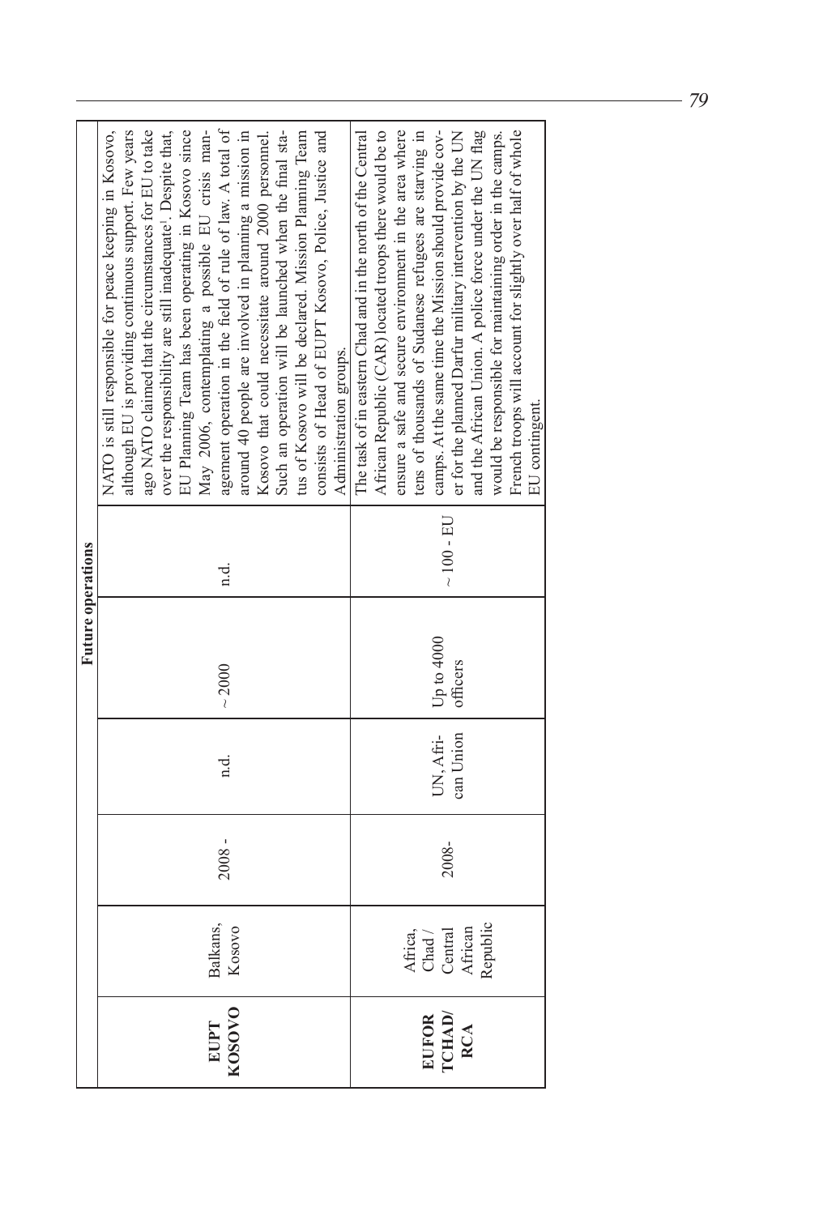| Future operations | | | | | | |
|---|---|---|---|---|---|---|
| **EUPT KOSOVO** | Balkans, Kosovo | 2008 - | n.d. | ~ 2000 | n.d. | NATO is still responsible for peace keeping in Kosovo, although EU is providing continuous support. Few years ago NATO claimed that the circumstances for EU to take over the responsibility are still inadequate[1]. Despite that, EU Planning Team has been operating in Kosovo since May 2006, contemplating a possible EU crisis management operation in the field of rule of law. A total of around 40 people are involved in planning a mission in Kosovo that could necessitate around 2000 personnel. Such an operation will be launched when the final status of Kosovo will be declared. Mission Planning Team consists of Head of EUPT Kosovo, Police, Justice and Administration groups. |
| **EUFOR TCHAD/ RCA** | Africa, Chad / Central African Republic | 2008- | UN, African Union | Up to 4000 officers | ~ 100 - EU | The task of in eastern Chad and in the north of the Central African Republic (CAR) located troops there would be to ensure a safe and secure environment in the area where tens of thousands of Sudanese refugees are starving in camps. At the same time the Mission should provide cover for the planned Darfur military intervention by the UN and the African Union. A police force under the UN flag would be responsible for maintaining order in the camps. French troops will account for slightly over half of whole EU contingent. |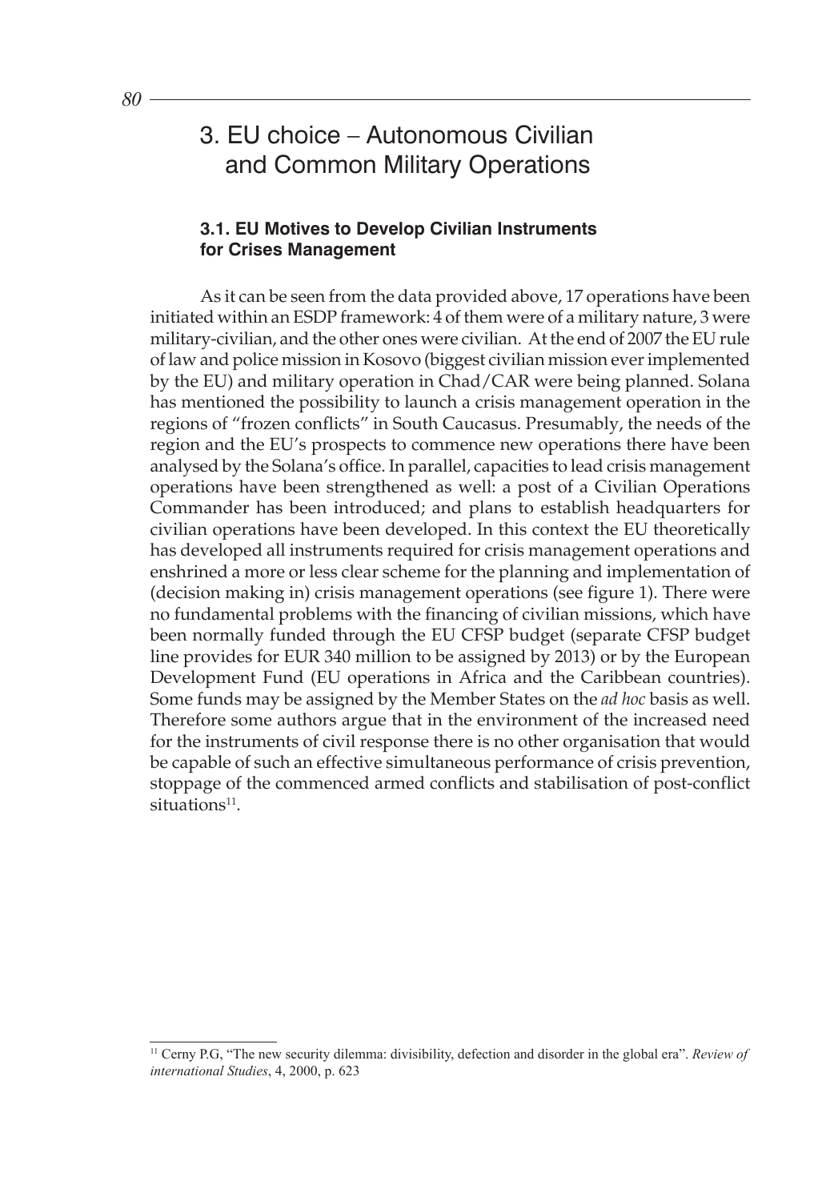# 3. EU choice – Autonomous Civilian and Common Military Operations

### 3.1. EU Motives to Develop Civilian Instruments for Crises Management

As it can be seen from the data provided above, 17 operations have been initiated within an ESDP framework: 4 of them were of a military nature, 3 were military-civilian, and the other ones were civilian. At the end of 2007 the EU rule of law and police mission in Kosovo (biggest civilian mission ever implemented by the EU) and military operation in Chad/CAR were being planned. Solana has mentioned the possibility to launch a crisis management operation in the regions of "frozen conflicts" in South Caucasus. Presumably, the needs of the region and the EU's prospects to commence new operations there have been analysed by the Solana's office. In parallel, capacities to lead crisis management operations have been strengthened as well: a post of a Civilian Operations Commander has been introduced; and plans to establish headquarters for civilian operations have been developed. In this context the EU theoretically has developed all instruments required for crisis management operations and enshrined a more or less clear scheme for the planning and implementation of (decision making in) crisis management operations (see figure 1). There were no fundamental problems with the financing of civilian missions, which have been normally funded through the EU CFSP budget (separate CFSP budget line provides for EUR 340 million to be assigned by 2013) or by the European Development Fund (EU operations in Africa and the Caribbean countries). Some funds may be assigned by the Member States on the *ad hoc* basis as well. Therefore some authors argue that in the environment of the increased need for the instruments of civil response there is no other organisation that would be capable of such an effective simultaneous performance of crisis prevention, stoppage of the commenced armed conflicts and stabilisation of post-conflict situations[11].

---

[11] Cerny P.G, "The new security dilemma: divisibility, defection and disorder in the global era". *Review of international Studies*, 4, 2000, p. 623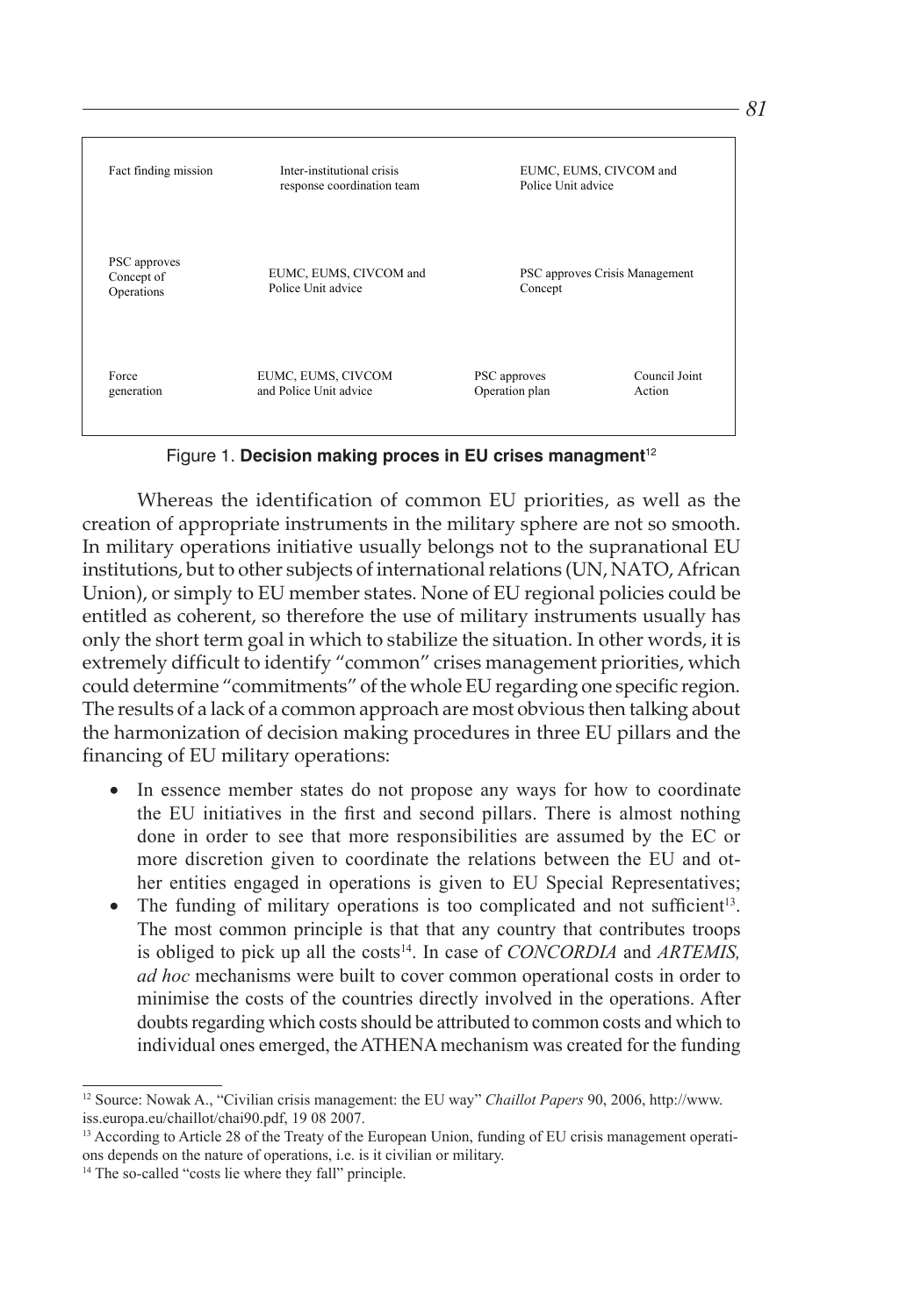| Fact finding mission | Inter-institutional crisis response coordination team | EUMC, EUMS, CIVCOM and Police Unit advice | |
|---|---|---|---|
| PSC approves Concept of Operations | EUMC, EUMS, CIVCOM and Police Unit advice | PSC approves Crisis Management Concept | |
| Force generation | EUMC, EUMS, CIVCOM and Police Unit advice | PSC approves Operation plan | Council Joint Action |

Figure 1. **Decision making proces in EU crises managment**[12]

Whereas the identification of common EU priorities, as well as the creation of appropriate instruments in the military sphere are not so smooth. In military operations initiative usually belongs not to the supranational EU institutions, but to other subjects of international relations (UN, NATO, African Union), or simply to EU member states. None of EU regional policies could be entitled as coherent, so therefore the use of military instruments usually has only the short term goal in which to stabilize the situation. In other words, it is extremely difficult to identify "common" crises management priorities, which could determine "commitments" of the whole EU regarding one specific region. The results of a lack of a common approach are most obvious then talking about the harmonization of decision making procedures in three EU pillars and the financing of EU military operations:

- In essence member states do not propose any ways for how to coordinate the EU initiatives in the first and second pillars. There is almost nothing done in order to see that more responsibilities are assumed by the EC or more discretion given to coordinate the relations between the EU and other entities engaged in operations is given to EU Special Representatives;
- The funding of military operations is too complicated and not sufficient[13]. The most common principle is that that any country that contributes troops is obliged to pick up all the costs[14]. In case of *CONCORDIA* and *ARTEMIS, ad hoc* mechanisms were built to cover common operational costs in order to minimise the costs of the countries directly involved in the operations. After doubts regarding which costs should be attributed to common costs and which to individual ones emerged, the ATHENA mechanism was created for the funding

[12] Source: Nowak A., "Civilian crisis management: the EU way" *Chaillot Papers* 90, 2006, http://www.iss.europa.eu/chaillot/chai90.pdf, 19 08 2007.

[13] According to Article 28 of the Treaty of the European Union, funding of EU crisis management operations depends on the nature of operations, i.e. is it civilian or military.

[14] The so-called "costs lie where they fall" principle.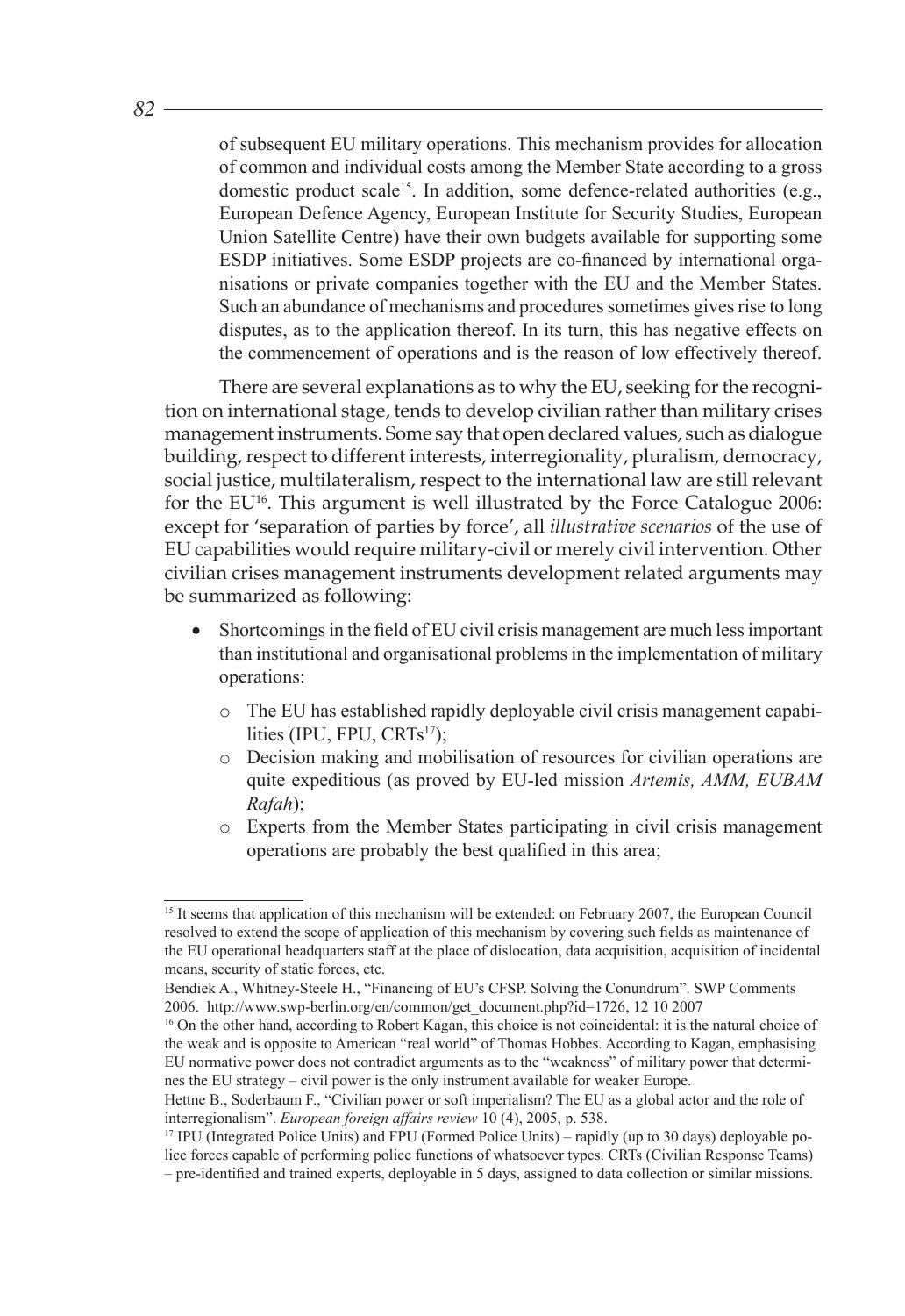of subsequent EU military operations. This mechanism provides for allocation of common and individual costs among the Member State according to a gross domestic product scale[15]. In addition, some defence-related authorities (e.g., European Defence Agency, European Institute for Security Studies, European Union Satellite Centre) have their own budgets available for supporting some ESDP initiatives. Some ESDP projects are co-financed by international organisations or private companies together with the EU and the Member States. Such an abundance of mechanisms and procedures sometimes gives rise to long disputes, as to the application thereof. In its turn, this has negative effects on the commencement of operations and is the reason of low effectively thereof.

There are several explanations as to why the EU, seeking for the recognition on international stage, tends to develop civilian rather than military crises management instruments. Some say that open declared values, such as dialogue building, respect to different interests, interregionality, pluralism, democracy, social justice, multilateralism, respect to the international law are still relevant for the EU[16]. This argument is well illustrated by the Force Catalogue 2006: except for 'separation of parties by force', all *illustrative scenarios* of the use of EU capabilities would require military-civil or merely civil intervention. Other civilian crises management instruments development related arguments may be summarized as following:

- Shortcomings in the field of EU civil crisis management are much less important than institutional and organisational problems in the implementation of military operations:
    - The EU has established rapidly deployable civil crisis management capabilities (IPU, FPU, CRTs[17]);
    - Decision making and mobilisation of resources for civilian operations are quite expeditious (as proved by EU-led mission *Artemis, AMM, EUBAM Rafah*);
    - Experts from the Member States participating in civil crisis management operations are probably the best qualified in this area;

---

[15] It seems that application of this mechanism will be extended: on February 2007, the European Council resolved to extend the scope of application of this mechanism by covering such fields as maintenance of the EU operational headquarters staff at the place of dislocation, data acquisition, acquisition of incidental means, security of static forces, etc.

Bendiek A., Whitney-Steele H., "Financing of EU's CFSP. Solving the Conundrum". SWP Comments 2006. http://www.swp-berlin.org/en/common/get_document.php?id=1726, 12 10 2007

[16] On the other hand, according to Robert Kagan, this choice is not coincidental: it is the natural choice of the weak and is opposite to American "real world" of Thomas Hobbes. According to Kagan, emphasising EU normative power does not contradict arguments as to the "weakness" of military power that determines the EU strategy – civil power is the only instrument available for weaker Europe.

Hettne B., Soderbaum F., "Civilian power or soft imperialism? The EU as a global actor and the role of interregionalism". *European foreign affairs review* 10 (4), 2005, p. 538.

[17] IPU (Integrated Police Units) and FPU (Formed Police Units) – rapidly (up to 30 days) deployable police forces capable of performing police functions of whatsoever types. CRTs (Civilian Response Teams) – pre-identified and trained experts, deployable in 5 days, assigned to data collection or similar missions.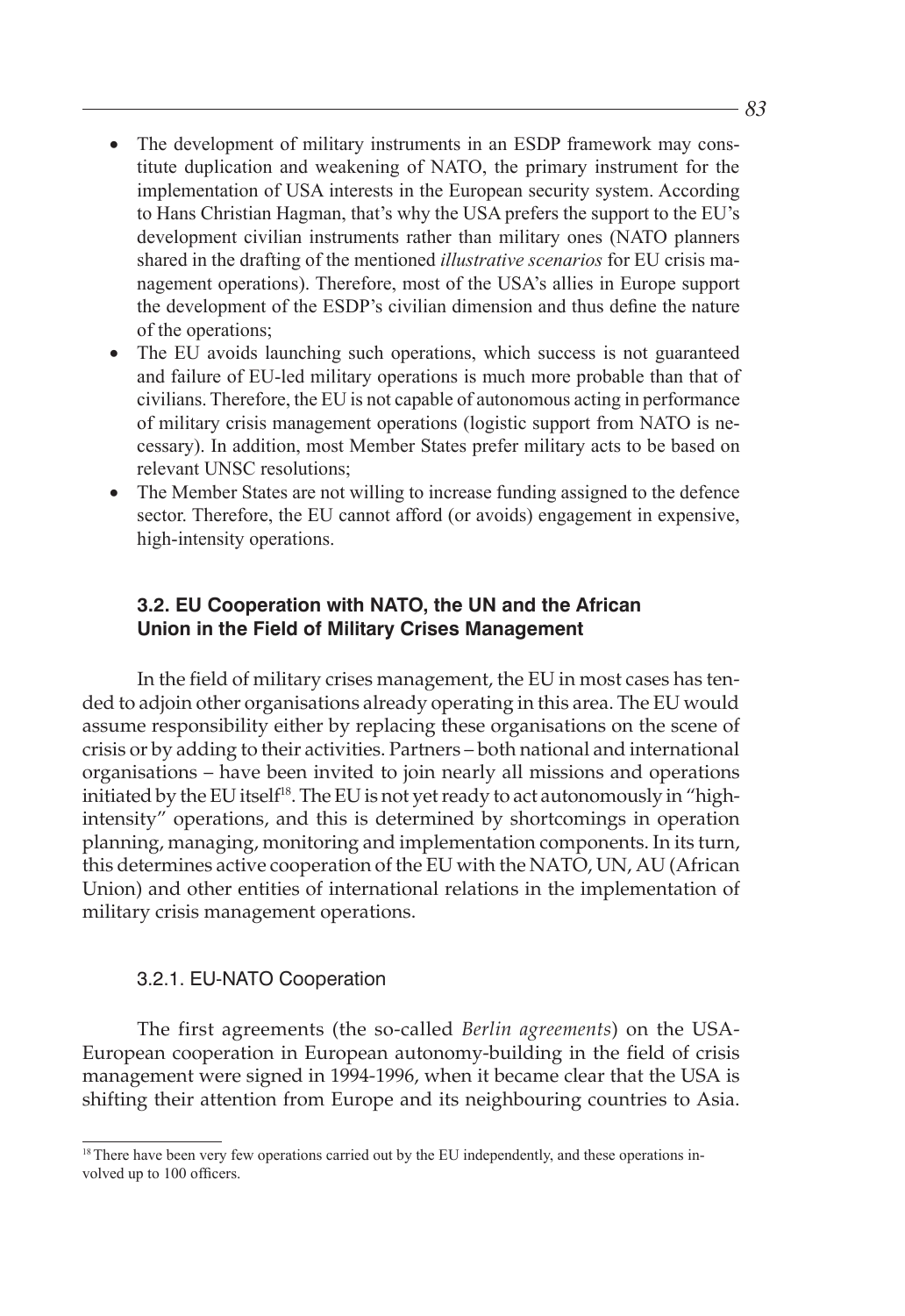- The development of military instruments in an ESDP framework may constitute duplication and weakening of NATO, the primary instrument for the implementation of USA interests in the European security system. According to Hans Christian Hagman, that's why the USA prefers the support to the EU's development civilian instruments rather than military ones (NATO planners shared in the drafting of the mentioned *illustrative scenarios* for EU crisis management operations). Therefore, most of the USA's allies in Europe support the development of the ESDP's civilian dimension and thus define the nature of the operations;
- The EU avoids launching such operations, which success is not guaranteed and failure of EU-led military operations is much more probable than that of civilians. Therefore, the EU is not capable of autonomous acting in performance of military crisis management operations (logistic support from NATO is necessary). In addition, most Member States prefer military acts to be based on relevant UNSC resolutions;
- The Member States are not willing to increase funding assigned to the defence sector. Therefore, the EU cannot afford (or avoids) engagement in expensive, high-intensity operations.

### 3.2. EU Cooperation with NATO, the UN and the African Union in the Field of Military Crises Management

In the field of military crises management, the EU in most cases has tended to adjoin other organisations already operating in this area. The EU would assume responsibility either by replacing these organisations on the scene of crisis or by adding to their activities. Partners – both national and international organisations – have been invited to join nearly all missions and operations initiated by the EU itself[18]. The EU is not yet ready to act autonomously in "high-intensity" operations, and this is determined by shortcomings in operation planning, managing, monitoring and implementation components. In its turn, this determines active cooperation of the EU with the NATO, UN, AU (African Union) and other entities of international relations in the implementation of military crisis management operations.

#### 3.2.1. EU-NATO Cooperation

The first agreements (the so-called *Berlin agreements*) on the USA-European cooperation in European autonomy-building in the field of crisis management were signed in 1994-1996, when it became clear that the USA is shifting their attention from Europe and its neighbouring countries to Asia.

---

[18] There have been very few operations carried out by the EU independently, and these operations involved up to 100 officers.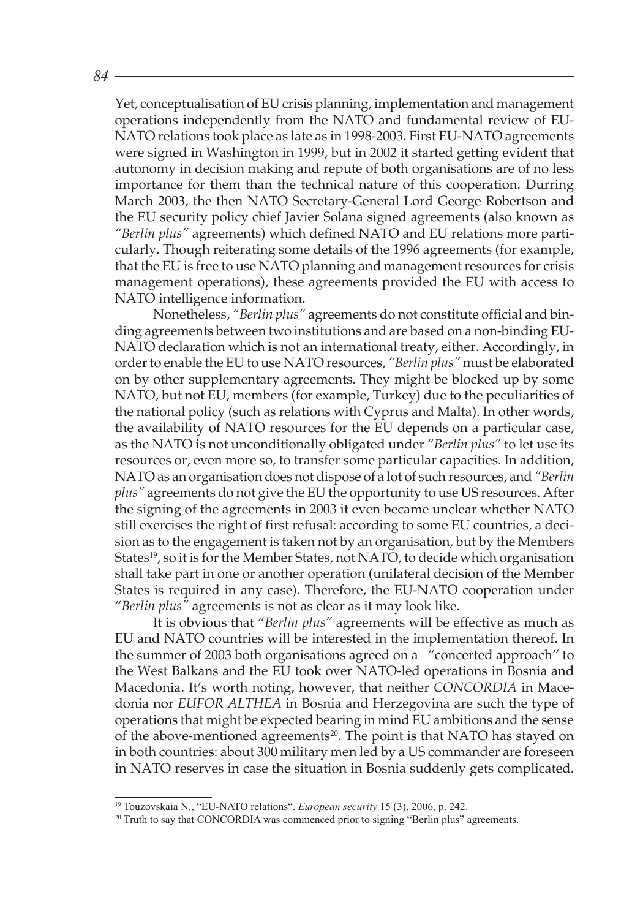Yet, conceptualisation of EU crisis planning, implementation and management operations independently from the NATO and fundamental review of EU-NATO relations took place as late as in 1998-2003. First EU-NATO agreements were signed in Washington in 1999, but in 2002 it started getting evident that autonomy in decision making and repute of both organisations are of no less importance for them than the technical nature of this cooperation. Durring March 2003, the then NATO Secretary-General Lord George Robertson and the EU security policy chief Javier Solana signed agreements (also known as *"Berlin plus"* agreements) which defined NATO and EU relations more particularly. Though reiterating some details of the 1996 agreements (for example, that the EU is free to use NATO planning and management resources for crisis management operations), these agreements provided the EU with access to NATO intelligence information.

Nonetheless, *"Berlin plus"* agreements do not constitute official and binding agreements between two institutions and are based on a non-binding EU-NATO declaration which is not an international treaty, either. Accordingly, in order to enable the EU to use NATO resources, *"Berlin plus"* must be elaborated on by other supplementary agreements. They might be blocked up by some NATO, but not EU, members (for example, Turkey) due to the peculiarities of the national policy (such as relations with Cyprus and Malta). In other words, the availability of NATO resources for the EU depends on a particular case, as the NATO is not unconditionally obligated under "*Berlin plus"* to let use its resources or, even more so, to transfer some particular capacities. In addition, NATO as an organisation does not dispose of a lot of such resources, and *"Berlin plus"* agreements do not give the EU the opportunity to use US resources. After the signing of the agreements in 2003 it even became unclear whether NATO still exercises the right of first refusal: according to some EU countries, a decision as to the engagement is taken not by an organisation, but by the Members States[19], so it is for the Member States, not NATO, to decide which organisation shall take part in one or another operation (unilateral decision of the Member States is required in any case). Therefore, the EU-NATO cooperation under "*Berlin plus"* agreements is not as clear as it may look like.

It is obvious that "*Berlin plus"* agreements will be effective as much as EU and NATO countries will be interested in the implementation thereof. In the summer of 2003 both organisations agreed on a "concerted approach" to the West Balkans and the EU took over NATO-led operations in Bosnia and Macedonia. It's worth noting, however, that neither *CONCORDIA* in Macedonia nor *EUFOR ALTHEA* in Bosnia and Herzegovina are such the type of operations that might be expected bearing in mind EU ambitions and the sense of the above-mentioned agreements[20]. The point is that NATO has stayed on in both countries: about 300 military men led by a US commander are foreseen in NATO reserves in case the situation in Bosnia suddenly gets complicated.

---

[19] Touzovskaia N., "EU-NATO relations". *European security* 15 (3), 2006, p. 242.

[20] Truth to say that CONCORDIA was commenced prior to signing "Berlin plus" agreements.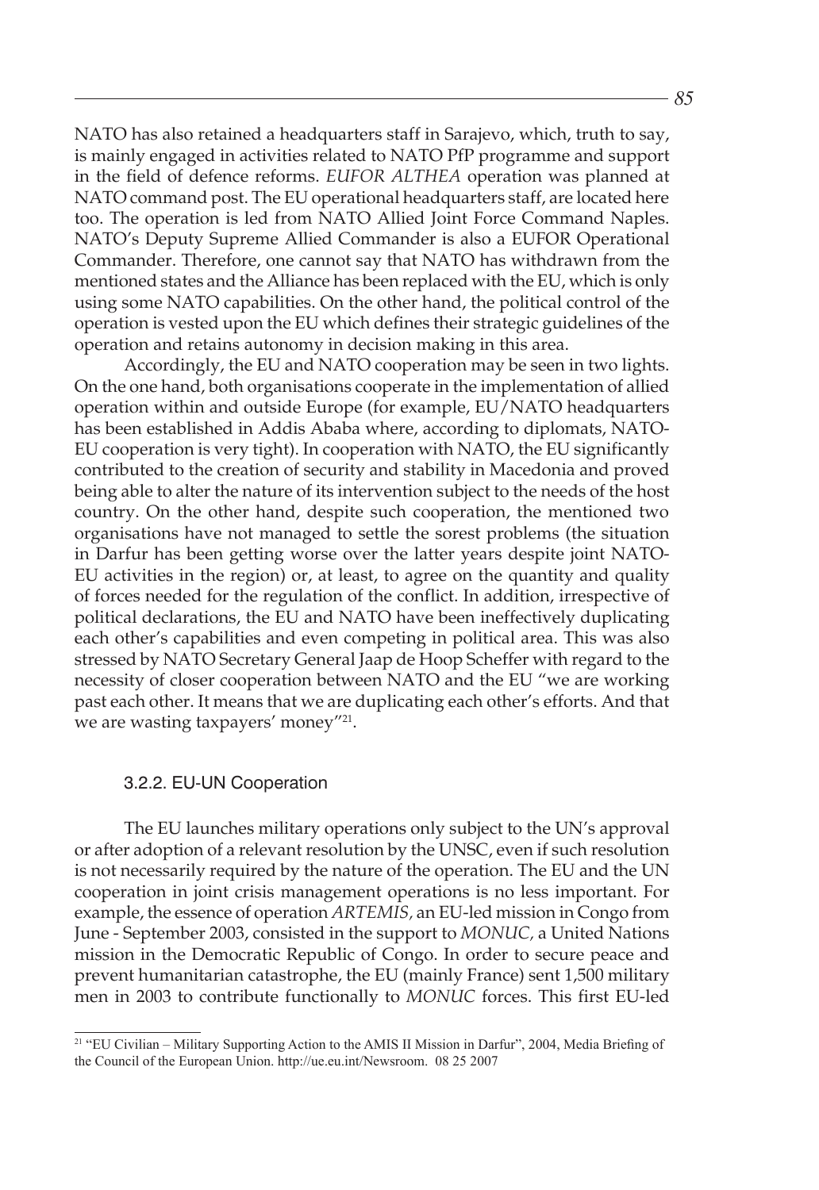NATO has also retained a headquarters staff in Sarajevo, which, truth to say, is mainly engaged in activities related to NATO PfP programme and support in the field of defence reforms. *EUFOR ALTHEA* operation was planned at NATO command post. The EU operational headquarters staff, are located here too. The operation is led from NATO Allied Joint Force Command Naples. NATO's Deputy Supreme Allied Commander is also a EUFOR Operational Commander. Therefore, one cannot say that NATO has withdrawn from the mentioned states and the Alliance has been replaced with the EU, which is only using some NATO capabilities. On the other hand, the political control of the operation is vested upon the EU which defines their strategic guidelines of the operation and retains autonomy in decision making in this area.

Accordingly, the EU and NATO cooperation may be seen in two lights. On the one hand, both organisations cooperate in the implementation of allied operation within and outside Europe (for example, EU/NATO headquarters has been established in Addis Ababa where, according to diplomats, NATO-EU cooperation is very tight). In cooperation with NATO, the EU significantly contributed to the creation of security and stability in Macedonia and proved being able to alter the nature of its intervention subject to the needs of the host country. On the other hand, despite such cooperation, the mentioned two organisations have not managed to settle the sorest problems (the situation in Darfur has been getting worse over the latter years despite joint NATO-EU activities in the region) or, at least, to agree on the quantity and quality of forces needed for the regulation of the conflict. In addition, irrespective of political declarations, the EU and NATO have been ineffectively duplicating each other's capabilities and even competing in political area. This was also stressed by NATO Secretary General Jaap de Hoop Scheffer with regard to the necessity of closer cooperation between NATO and the EU "we are working past each other. It means that we are duplicating each other's efforts. And that we are wasting taxpayers' money"[21].

### 3.2.2. EU-UN Cooperation

The EU launches military operations only subject to the UN's approval or after adoption of a relevant resolution by the UNSC, even if such resolution is not necessarily required by the nature of the operation. The EU and the UN cooperation in joint crisis management operations is no less important. For example, the essence of operation *ARTEMIS*, an EU-led mission in Congo from June - September 2003, consisted in the support to *MONUC*, a United Nations mission in the Democratic Republic of Congo. In order to secure peace and prevent humanitarian catastrophe, the EU (mainly France) sent 1,500 military men in 2003 to contribute functionally to *MONUC* forces. This first EU-led

---

[21] "EU Civilian – Military Supporting Action to the AMIS II Mission in Darfur", 2004, Media Briefing of the Council of the European Union. http://ue.eu.int/Newsroom. 08 25 2007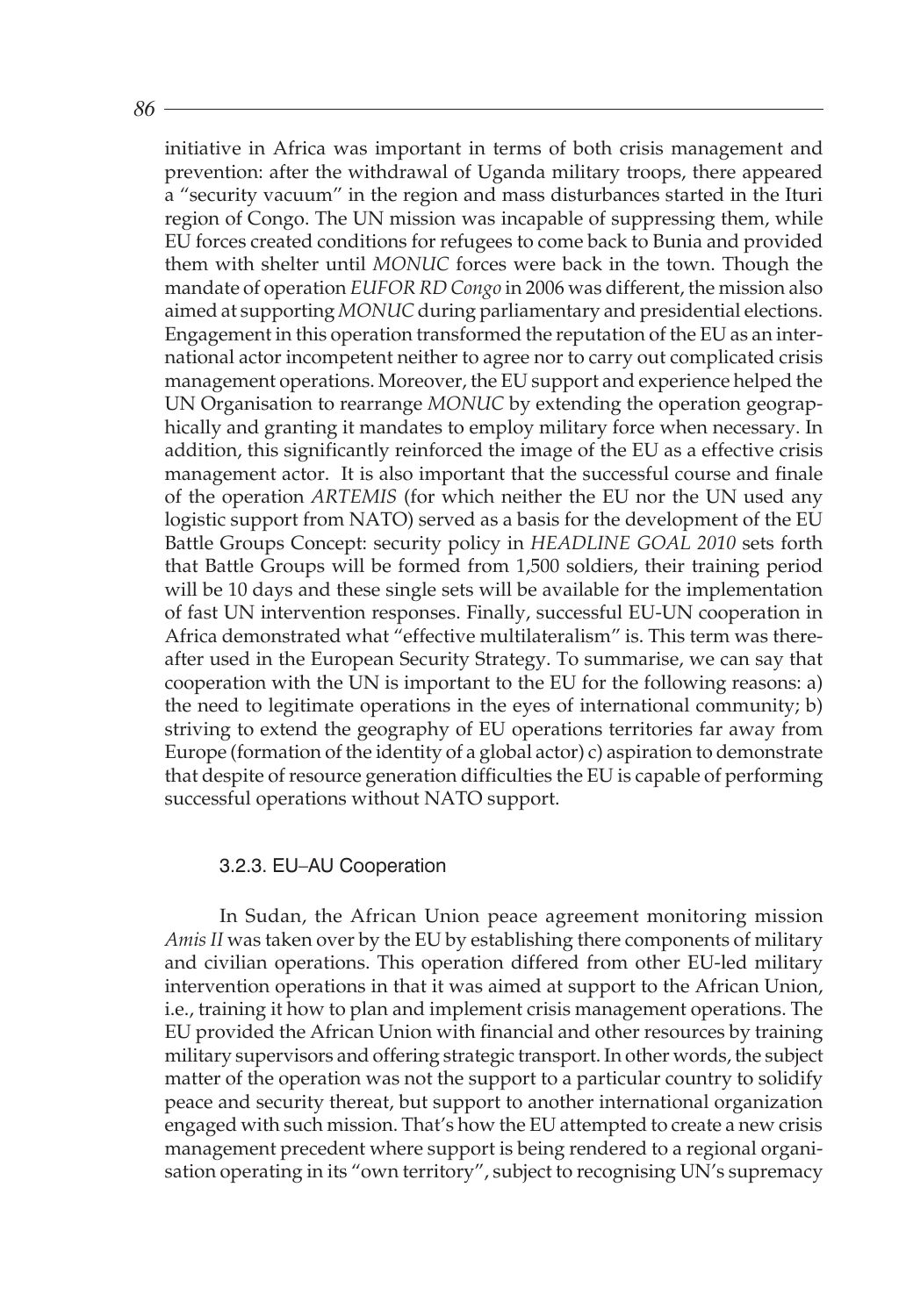initiative in Africa was important in terms of both crisis management and prevention: after the withdrawal of Uganda military troops, there appeared a "security vacuum" in the region and mass disturbances started in the Ituri region of Congo. The UN mission was incapable of suppressing them, while EU forces created conditions for refugees to come back to Bunia and provided them with shelter until *MONUC* forces were back in the town. Though the mandate of operation *EUFOR RD Congo* in 2006 was different, the mission also aimed at supporting *MONUC* during parliamentary and presidential elections. Engagement in this operation transformed the reputation of the EU as an international actor incompetent neither to agree nor to carry out complicated crisis management operations. Moreover, the EU support and experience helped the UN Organisation to rearrange *MONUC* by extending the operation geographically and granting it mandates to employ military force when necessary. In addition, this significantly reinforced the image of the EU as a effective crisis management actor. It is also important that the successful course and finale of the operation *ARTEMIS* (for which neither the EU nor the UN used any logistic support from NATO) served as a basis for the development of the EU Battle Groups Concept: security policy in *HEADLINE GOAL 2010* sets forth that Battle Groups will be formed from 1,500 soldiers, their training period will be 10 days and these single sets will be available for the implementation of fast UN intervention responses. Finally, successful EU-UN cooperation in Africa demonstrated what "effective multilateralism" is. This term was thereafter used in the European Security Strategy. To summarise, we can say that cooperation with the UN is important to the EU for the following reasons: a) the need to legitimate operations in the eyes of international community; b) striving to extend the geography of EU operations territories far away from Europe (formation of the identity of a global actor) c) aspiration to demonstrate that despite of resource generation difficulties the EU is capable of performing successful operations without NATO support.

### 3.2.3. EU–AU Cooperation

In Sudan, the African Union peace agreement monitoring mission *Amis II* was taken over by the EU by establishing there components of military and civilian operations. This operation differed from other EU-led military intervention operations in that it was aimed at support to the African Union, i.e., training it how to plan and implement crisis management operations. The EU provided the African Union with financial and other resources by training military supervisors and offering strategic transport. In other words, the subject matter of the operation was not the support to a particular country to solidify peace and security thereat, but support to another international organization engaged with such mission. That's how the EU attempted to create a new crisis management precedent where support is being rendered to a regional organisation operating in its "own territory", subject to recognising UN's supremacy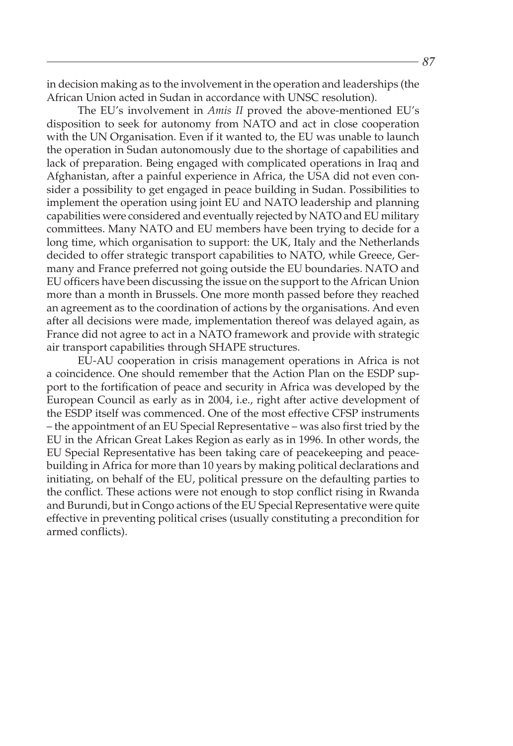in decision making as to the involvement in the operation and leaderships (the African Union acted in Sudan in accordance with UNSC resolution).

The EU's involvement in *Amis II* proved the above-mentioned EU's disposition to seek for autonomy from NATO and act in close cooperation with the UN Organisation. Even if it wanted to, the EU was unable to launch the operation in Sudan autonomously due to the shortage of capabilities and lack of preparation. Being engaged with complicated operations in Iraq and Afghanistan, after a painful experience in Africa, the USA did not even consider a possibility to get engaged in peace building in Sudan. Possibilities to implement the operation using joint EU and NATO leadership and planning capabilities were considered and eventually rejected by NATO and EU military committees. Many NATO and EU members have been trying to decide for a long time, which organisation to support: the UK, Italy and the Netherlands decided to offer strategic transport capabilities to NATO, while Greece, Germany and France preferred not going outside the EU boundaries. NATO and EU officers have been discussing the issue on the support to the African Union more than a month in Brussels. One more month passed before they reached an agreement as to the coordination of actions by the organisations. And even after all decisions were made, implementation thereof was delayed again, as France did not agree to act in a NATO framework and provide with strategic air transport capabilities through SHAPE structures.

EU-AU cooperation in crisis management operations in Africa is not a coincidence. One should remember that the Action Plan on the ESDP support to the fortification of peace and security in Africa was developed by the European Council as early as in 2004, i.e., right after active development of the ESDP itself was commenced. One of the most effective CFSP instruments – the appointment of an EU Special Representative – was also first tried by the EU in the African Great Lakes Region as early as in 1996. In other words, the EU Special Representative has been taking care of peacekeeping and peacebuilding in Africa for more than 10 years by making political declarations and initiating, on behalf of the EU, political pressure on the defaulting parties to the conflict. These actions were not enough to stop conflict rising in Rwanda and Burundi, but in Congo actions of the EU Special Representative were quite effective in preventing political crises (usually constituting a precondition for armed conflicts).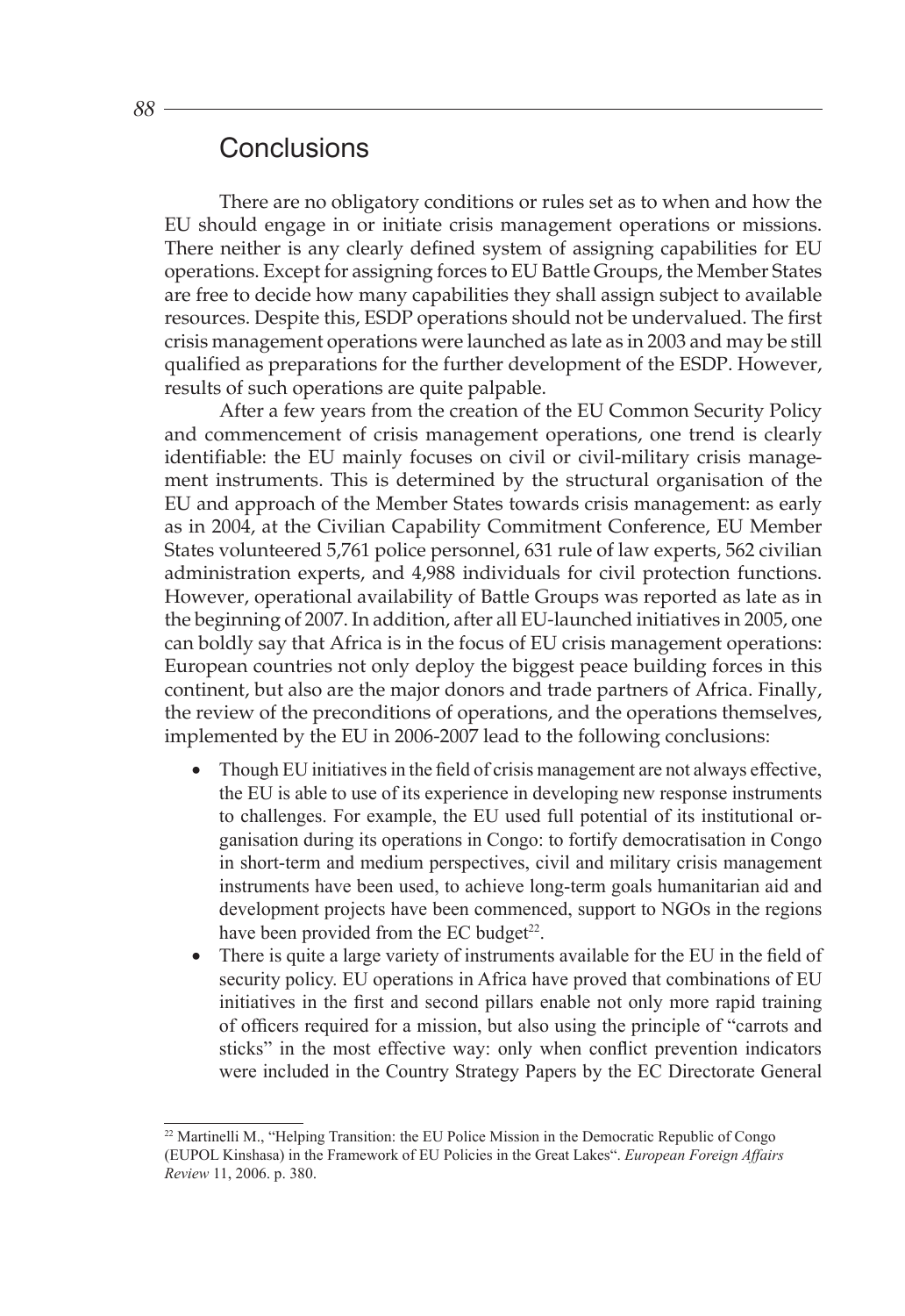## Conclusions

There are no obligatory conditions or rules set as to when and how the EU should engage in or initiate crisis management operations or missions. There neither is any clearly defined system of assigning capabilities for EU operations. Except for assigning forces to EU Battle Groups, the Member States are free to decide how many capabilities they shall assign subject to available resources. Despite this, ESDP operations should not be undervalued. The first crisis management operations were launched as late as in 2003 and may be still qualified as preparations for the further development of the ESDP. However, results of such operations are quite palpable.

After a few years from the creation of the EU Common Security Policy and commencement of crisis management operations, one trend is clearly identifiable: the EU mainly focuses on civil or civil-military crisis management instruments. This is determined by the structural organisation of the EU and approach of the Member States towards crisis management: as early as in 2004, at the Civilian Capability Commitment Conference, EU Member States volunteered 5,761 police personnel, 631 rule of law experts, 562 civilian administration experts, and 4,988 individuals for civil protection functions. However, operational availability of Battle Groups was reported as late as in the beginning of 2007. In addition, after all EU-launched initiatives in 2005, one can boldly say that Africa is in the focus of EU crisis management operations: European countries not only deploy the biggest peace building forces in this continent, but also are the major donors and trade partners of Africa. Finally, the review of the preconditions of operations, and the operations themselves, implemented by the EU in 2006-2007 lead to the following conclusions:

- Though EU initiatives in the field of crisis management are not always effective, the EU is able to use of its experience in developing new response instruments to challenges. For example, the EU used full potential of its institutional organisation during its operations in Congo: to fortify democratisation in Congo in short-term and medium perspectives, civil and military crisis management instruments have been used, to achieve long-term goals humanitarian aid and development projects have been commenced, support to NGOs in the regions have been provided from the EC budget[22].
- There is quite a large variety of instruments available for the EU in the field of security policy. EU operations in Africa have proved that combinations of EU initiatives in the first and second pillars enable not only more rapid training of officers required for a mission, but also using the principle of "carrots and sticks" in the most effective way: only when conflict prevention indicators were included in the Country Strategy Papers by the EC Directorate General

[22] Martinelli M., "Helping Transition: the EU Police Mission in the Democratic Republic of Congo (EUPOL Kinshasa) in the Framework of EU Policies in the Great Lakes". *European Foreign Affairs Review* 11, 2006. p. 380.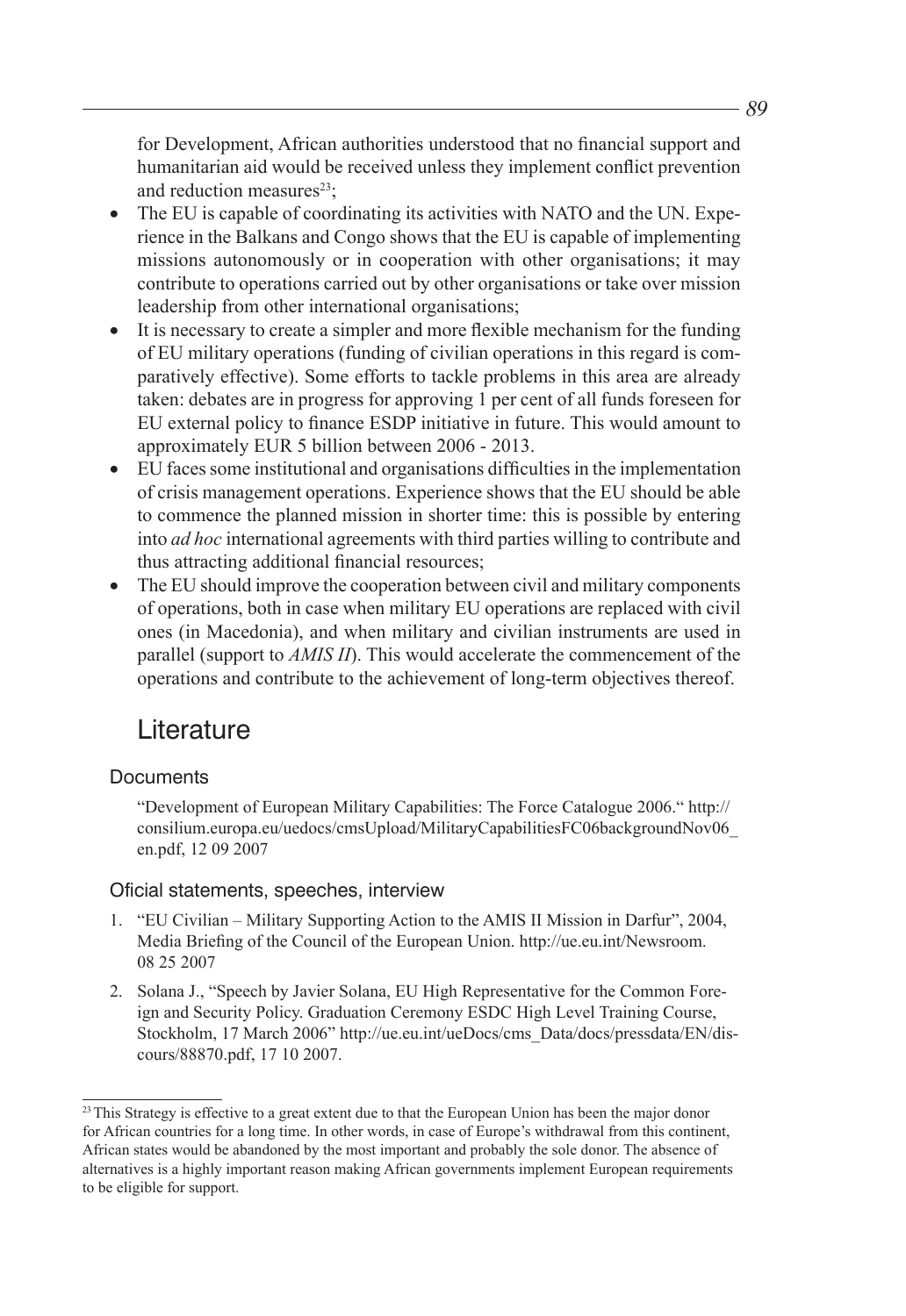for Development, African authorities understood that no financial support and humanitarian aid would be received unless they implement conflict prevention and reduction measures[23];

- The EU is capable of coordinating its activities with NATO and the UN. Experience in the Balkans and Congo shows that the EU is capable of implementing missions autonomously or in cooperation with other organisations; it may contribute to operations carried out by other organisations or take over mission leadership from other international organisations;
- It is necessary to create a simpler and more flexible mechanism for the funding of EU military operations (funding of civilian operations in this regard is comparatively effective). Some efforts to tackle problems in this area are already taken: debates are in progress for approving 1 per cent of all funds foreseen for EU external policy to finance ESDP initiative in future. This would amount to approximately EUR 5 billion between 2006 - 2013.
- EU faces some institutional and organisations difficulties in the implementation of crisis management operations. Experience shows that the EU should be able to commence the planned mission in shorter time: this is possible by entering into *ad hoc* international agreements with third parties willing to contribute and thus attracting additional financial resources;
- The EU should improve the cooperation between civil and military components of operations, both in case when military EU operations are replaced with civil ones (in Macedonia), and when military and civilian instruments are used in parallel (support to *AMIS II*). This would accelerate the commencement of the operations and contribute to the achievement of long-term objectives thereof.

# Literature

## Documents

"Development of European Military Capabilities: The Force Catalogue 2006." http://consilium.europa.eu/uedocs/cmsUpload/MilitaryCapabilitiesFC06backgroundNov06_en.pdf, 12 09 2007

## Oficial statements, speeches, interview

1. "EU Civilian – Military Supporting Action to the AMIS II Mission in Darfur", 2004, Media Briefing of the Council of the European Union. http://ue.eu.int/Newsroom. 08 25 2007
2. Solana J., "Speech by Javier Solana, EU High Representative for the Common Foreign and Security Policy. Graduation Ceremony ESDC High Level Training Course, Stockholm, 17 March 2006" http://ue.eu.int/ueDocs/cms_Data/docs/pressdata/EN/discours/88870.pdf, 17 10 2007.

[23] This Strategy is effective to a great extent due to that the European Union has been the major donor for African countries for a long time. In other words, in case of Europe's withdrawal from this continent, African states would be abandoned by the most important and probably the sole donor. The absence of alternatives is a highly important reason making African governments implement European requirements to be eligible for support.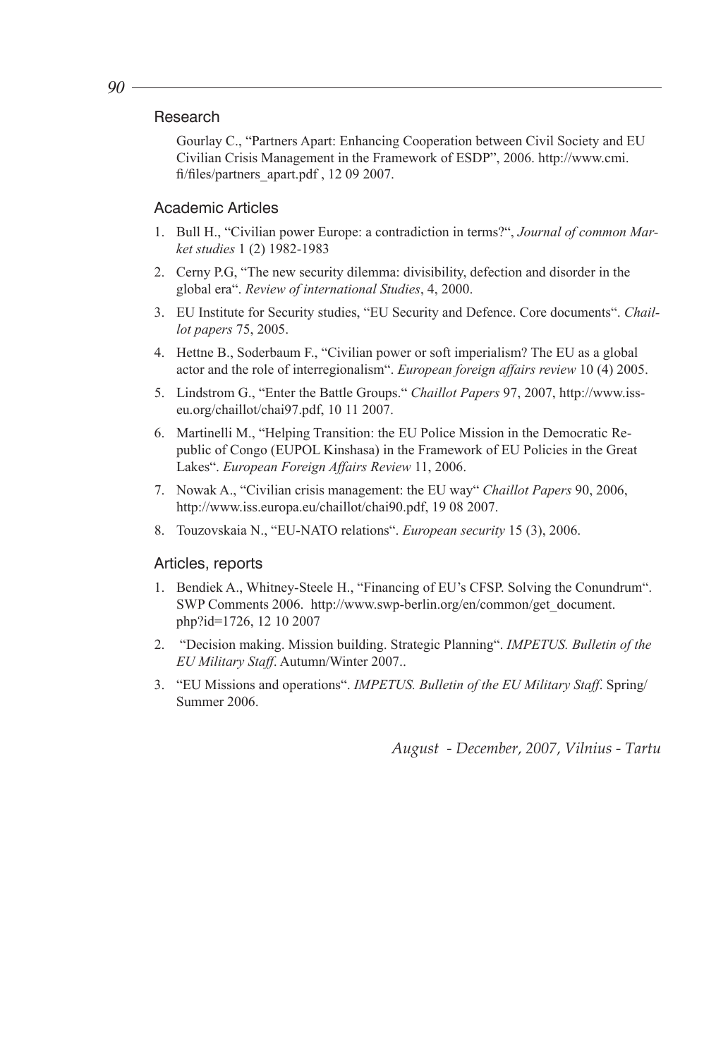## Research

Gourlay C., “Partners Apart: Enhancing Cooperation between Civil Society and EU Civilian Crisis Management in the Framework of ESDP”, 2006. http://www.cmi.fi/files/partners_apart.pdf , 12 09 2007.

## Academic Articles

1. Bull H., “Civilian power Europe: a contradiction in terms?“, *Journal of common Market studies* 1 (2) 1982-1983
2. Cerny P.G, “The new security dilemma: divisibility, defection and disorder in the global era“. *Review of international Studies*, 4, 2000.
3. EU Institute for Security studies, “EU Security and Defence. Core documents“. *Chaillot papers* 75, 2005.
4. Hettne B., Soderbaum F., “Civilian power or soft imperialism? The EU as a global actor and the role of interregionalism“. *European foreign affairs review* 10 (4) 2005.
5. Lindstrom G., “Enter the Battle Groups.“ *Chaillot Papers* 97, 2007, http://www.iss-eu.org/chaillot/chai97.pdf, 10 11 2007.
6. Martinelli M., “Helping Transition: the EU Police Mission in the Democratic Republic of Congo (EUPOL Kinshasa) in the Framework of EU Policies in the Great Lakes“. *European Foreign Affairs Review* 11, 2006.
7. Nowak A., “Civilian crisis management: the EU way“ *Chaillot Papers* 90, 2006, http://www.iss.europa.eu/chaillot/chai90.pdf, 19 08 2007.
8. Touzovskaia N., “EU-NATO relations“. *European security* 15 (3), 2006.

## Articles, reports

1. Bendiek A., Whitney-Steele H., “Financing of EU’s CFSP. Solving the Conundrum“. SWP Comments 2006. http://www.swp-berlin.org/en/common/get_document.php?id=1726, 12 10 2007
2. “Decision making. Mission building. Strategic Planning“. *IMPETUS. Bulletin of the EU Military Staff*. Autumn/Winter 2007..
3. “EU Missions and operations“. *IMPETUS. Bulletin of the EU Military Staff*. Spring/Summer 2006.

*August - December, 2007, Vilnius - Tartu*